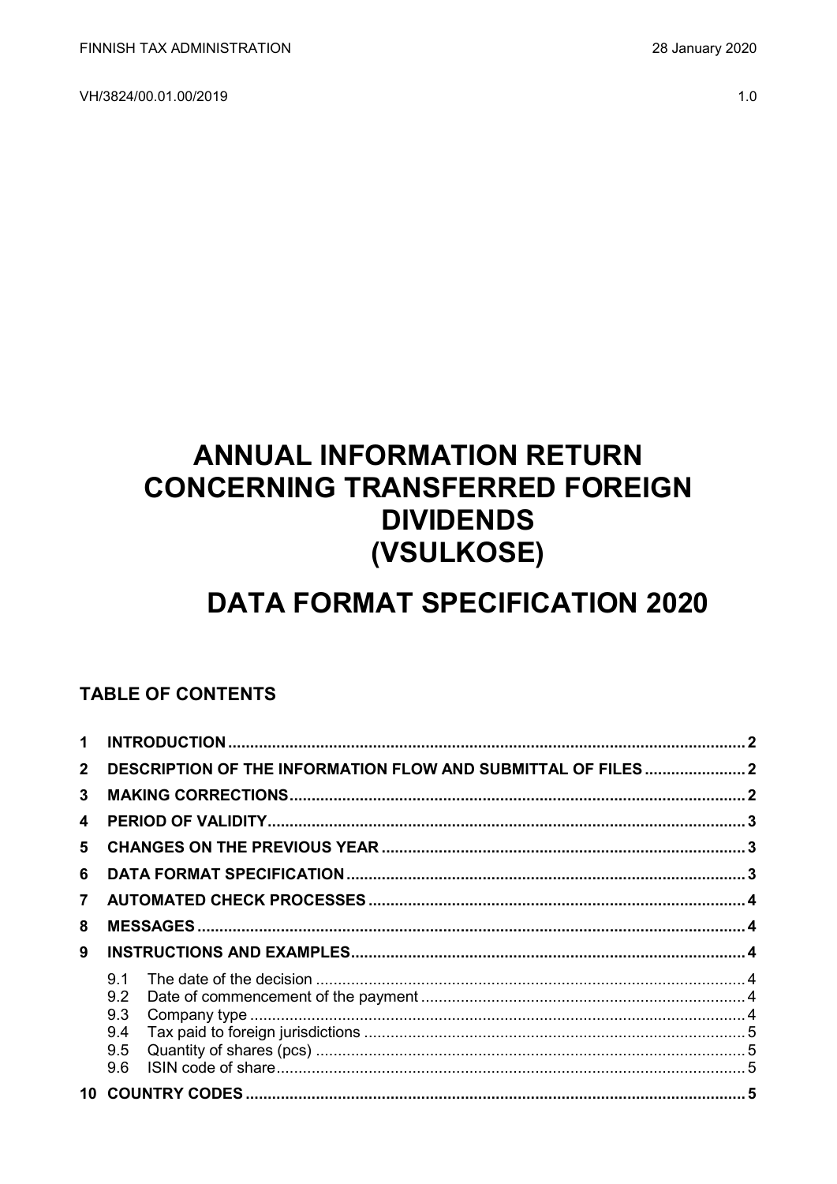FINNISH TAX ADMINISTRATION 28 January 2020

VH/3824/00.01.00/2019 1.0

# ANNUAL INFORMATION RETURN CONCERNING TRANSFERRED FOREIGN DIVIDENDS (VSULKOSE)

# DATA FORMAT SPECIFICATION 2020

## TABLE OF CONTENTS

**1 INTRODUCTION** .......... 2

**2 DESCRIPTION OF THE INFORMATION FLOW AND SUBMITTAL OF FILES** .......... 2

**3 MAKING CORRECTIONS** .......... 2

**4 PERIOD OF VALIDITY** .......... 3

**5 CHANGES ON THE PREVIOUS YEAR** .......... 3

**6 DATA FORMAT SPECIFICATION** .......... 3

**7 AUTOMATED CHECK PROCESSES** .......... 4

**8 MESSAGES** .......... 4

**9 INSTRUCTIONS AND EXAMPLES** .......... 4

- 9.1 The date of the decision .......... 4
- 9.2 Date of commencement of the payment .......... 4
- 9.3 Company type .......... 4
- 9.4 Tax paid to foreign jurisdictions .......... 5
- 9.5 Quantity of shares (pcs) .......... 5
- 9.6 ISIN code of share .......... 5

**10 COUNTRY CODES** .......... 5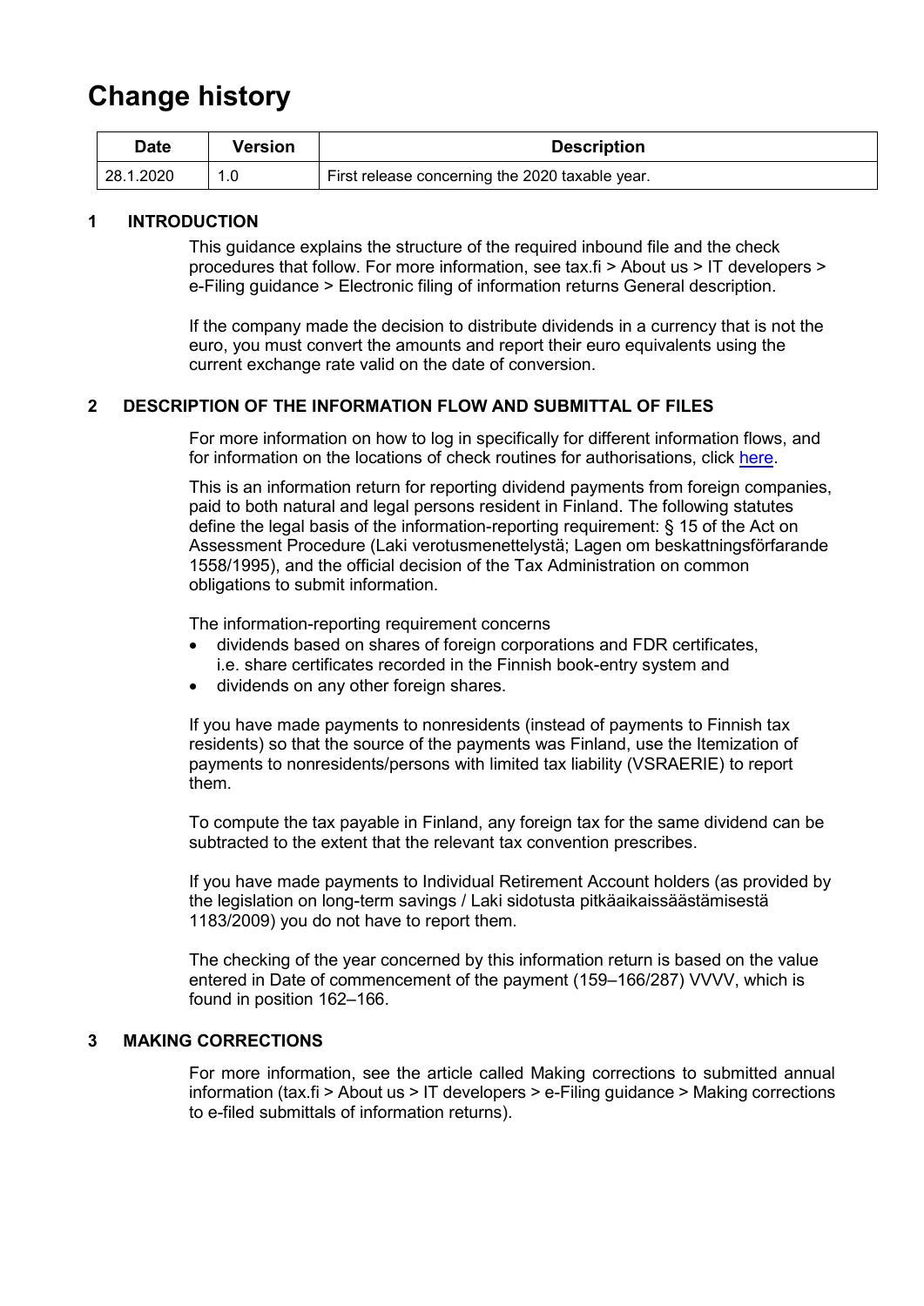# Change history

| Date | Version | Description |
|---|---|---|
| 28.1.2020 | 1.0 | First release concerning the 2020 taxable year. |

## 1 INTRODUCTION

This guidance explains the structure of the required inbound file and the check procedures that follow. For more information, see tax.fi > About us > IT developers > e-Filing guidance > Electronic filing of information returns General description.

If the company made the decision to distribute dividends in a currency that is not the euro, you must convert the amounts and report their euro equivalents using the current exchange rate valid on the date of conversion.

## 2 DESCRIPTION OF THE INFORMATION FLOW AND SUBMITTAL OF FILES

For more information on how to log in specifically for different information flows, and for information on the locations of check routines for authorisations, click here.

This is an information return for reporting dividend payments from foreign companies, paid to both natural and legal persons resident in Finland. The following statutes define the legal basis of the information-reporting requirement: § 15 of the Act on Assessment Procedure (Laki verotusmenettelystä; Lagen om beskattningsförfarande 1558/1995), and the official decision of the Tax Administration on common obligations to submit information.

The information-reporting requirement concerns

- dividends based on shares of foreign corporations and FDR certificates, i.e. share certificates recorded in the Finnish book-entry system and
- dividends on any other foreign shares.

If you have made payments to nonresidents (instead of payments to Finnish tax residents) so that the source of the payments was Finland, use the Itemization of payments to nonresidents/persons with limited tax liability (VSRAERIE) to report them.

To compute the tax payable in Finland, any foreign tax for the same dividend can be subtracted to the extent that the relevant tax convention prescribes.

If you have made payments to Individual Retirement Account holders (as provided by the legislation on long-term savings / Laki sidotusta pitkäaikaissäästämisestä 1183/2009) you do not have to report them.

The checking of the year concerned by this information return is based on the value entered in Date of commencement of the payment (159–166/287) VVVV, which is found in position 162–166.

## 3 MAKING CORRECTIONS

For more information, see the article called Making corrections to submitted annual information (tax.fi > About us > IT developers > e-Filing guidance > Making corrections to e-filed submittals of information returns).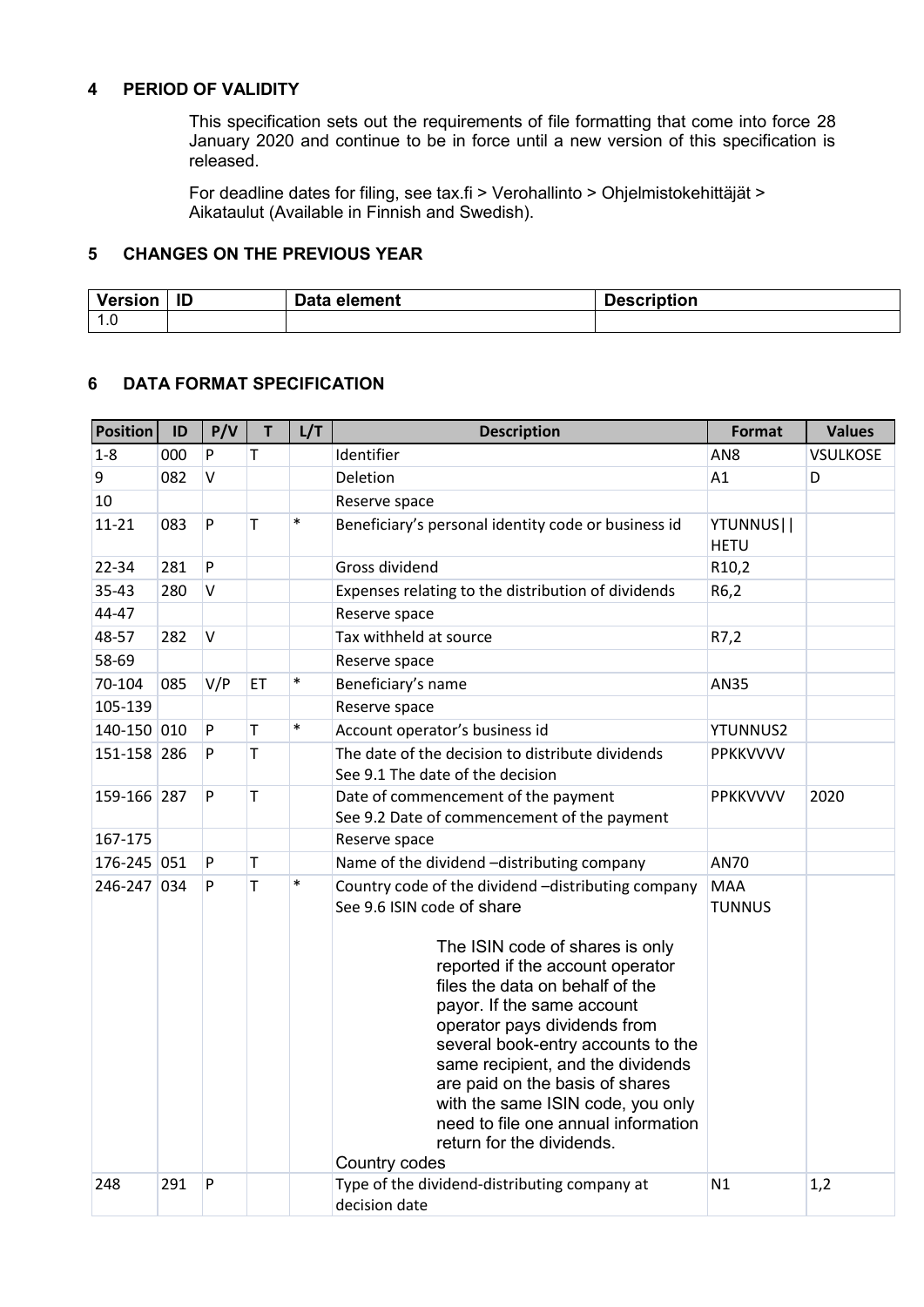## 4 PERIOD OF VALIDITY

This specification sets out the requirements of file formatting that come into force 28 January 2020 and continue to be in force until a new version of this specification is released.

For deadline dates for filing, see tax.fi > Verohallinto > Ohjelmistokehittäjät > Aikataulut (Available in Finnish and Swedish).

## 5 CHANGES ON THE PREVIOUS YEAR

| Version | ID | Data element | Description |
|---|---|---|---|
| 1.0 | | | |

## 6 DATA FORMAT SPECIFICATION

| Position | ID | P/V | T | L/T | Description | Format | Values |
|---|---|---|---|---|---|---|---|
| 1-8 | 000 | P | T | | Identifier | AN8 | VSULKOSE |
| 9 | 082 | V | | | Deletion | A1 | D |
| 10 | | | | | Reserve space | | |
| 11-21 | 083 | P | T | * | Beneficiary's personal identity code or business id | YTUNNUS\|\|HETU | |
| 22-34 | 281 | P | | | Gross dividend | R10,2 | |
| 35-43 | 280 | V | | | Expenses relating to the distribution of dividends | R6,2 | |
| 44-47 | | | | | Reserve space | | |
| 48-57 | 282 | V | | | Tax withheld at source | R7,2 | |
| 58-69 | | | | | Reserve space | | |
| 70-104 | 085 | V/P | ET | * | Beneficiary's name | AN35 | |
| 105-139 | | | | | Reserve space | | |
| 140-150 | 010 | P | T | * | Account operator's business id | YTUNNUS2 | |
| 151-158 | 286 | P | T | | The date of the decision to distribute dividends<br>See 9.1 The date of the decision | PPKKVVVV | |
| 159-166 | 287 | P | T | | Date of commencement of the payment<br>See 9.2 Date of commencement of the payment | PPKKVVVV | 2020 |
| 167-175 | | | | | Reserve space | | |
| 176-245 | 051 | P | T | | Name of the dividend –distributing company | AN70 | |
| 246-247 | 034 | P | T | * | Country code of the dividend –distributing company<br>See 9.6 ISIN code of share<br><br>The ISIN code of shares is only reported if the account operator files the data on behalf of the payor. If the same account operator pays dividends from several book-entry accounts to the same recipient, and the dividends are paid on the basis of shares with the same ISIN code, you only need to file one annual information return for the dividends.<br>Country codes | MAA TUNNUS | |
| 248 | 291 | P | | | Type of the dividend-distributing company at decision date | N1 | 1,2 |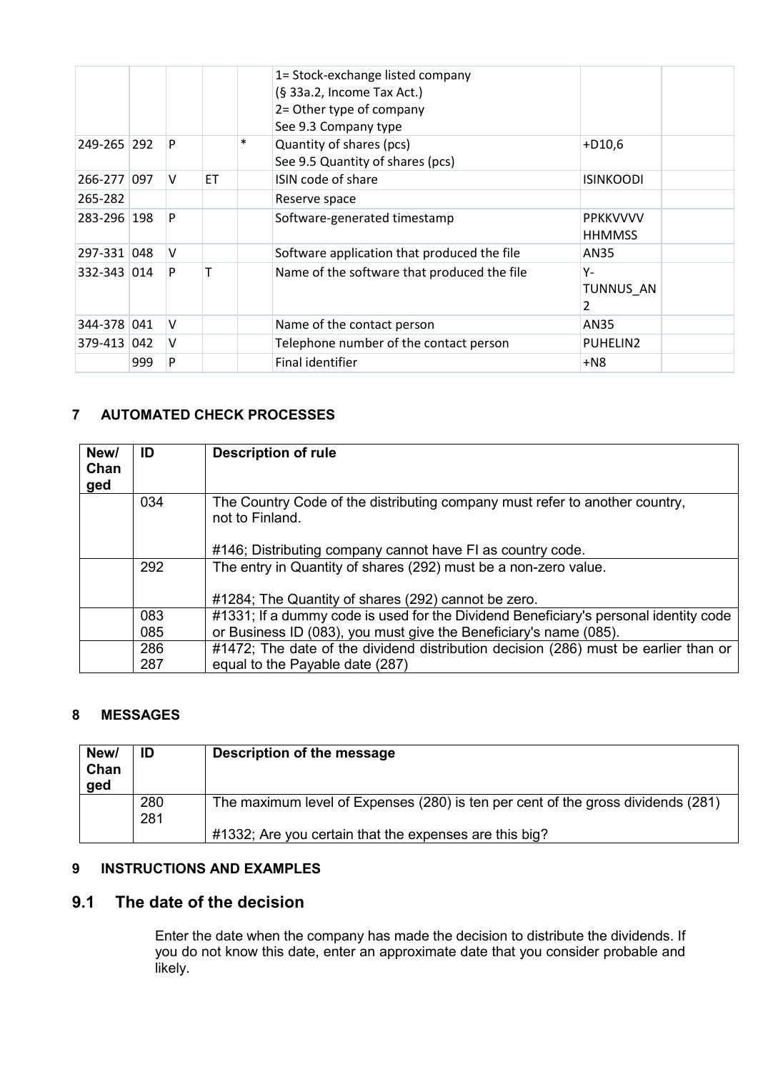| | | | | | | | |
|---|---|---|---|---|---|---|---|
| | | | | | 1= Stock-exchange listed company<br>(§ 33a.2, Income Tax Act.)<br>2= Other type of company<br>See 9.3 Company type | | |
| 249-265 | 292 | P | | * | Quantity of shares (pcs)<br>See 9.5 Quantity of shares (pcs) | +D10,6 | |
| 266-277 | 097 | V | ET | | ISIN code of share | ISINKOODI | |
| 265-282 | | | | | Reserve space | | |
| 283-296 | 198 | P | | | Software-generated timestamp | PPKKVVVV HHMMSS | |
| 297-331 | 048 | V | | | Software application that produced the file | AN35 | |
| 332-343 | 014 | P | T | | Name of the software that produced the file | Y-TUNNUS_AN2 | |
| 344-378 | 041 | V | | | Name of the contact person | AN35 | |
| 379-413 | 042 | V | | | Telephone number of the contact person | PUHELIN2 | |
| | 999 | P | | | Final identifier | +N8 | |

## 7 AUTOMATED CHECK PROCESSES

| New/ Changed | ID | Description of rule |
|---|---|---|
| | 034 | The Country Code of the distributing company must refer to another country, not to Finland.<br><br>#146; Distributing company cannot have FI as country code. |
| | 292 | The entry in Quantity of shares (292) must be a non-zero value.<br><br>#1284; The Quantity of shares (292) cannot be zero. |
| | 083<br>085 | #1331; If a dummy code is used for the Dividend Beneficiary's personal identity code or Business ID (083), you must give the Beneficiary's name (085). |
| | 286<br>287 | #1472; The date of the dividend distribution decision (286) must be earlier than or equal to the Payable date (287) |

## 8 MESSAGES

| New/ Changed | ID | Description of the message |
|---|---|---|
| | 280<br>281 | The maximum level of Expenses (280) is ten per cent of the gross dividends (281)<br><br>#1332; Are you certain that the expenses are this big? |

## 9 INSTRUCTIONS AND EXAMPLES

### 9.1 The date of the decision

Enter the date when the company has made the decision to distribute the dividends. If you do not know this date, enter an approximate date that you consider probable and likely.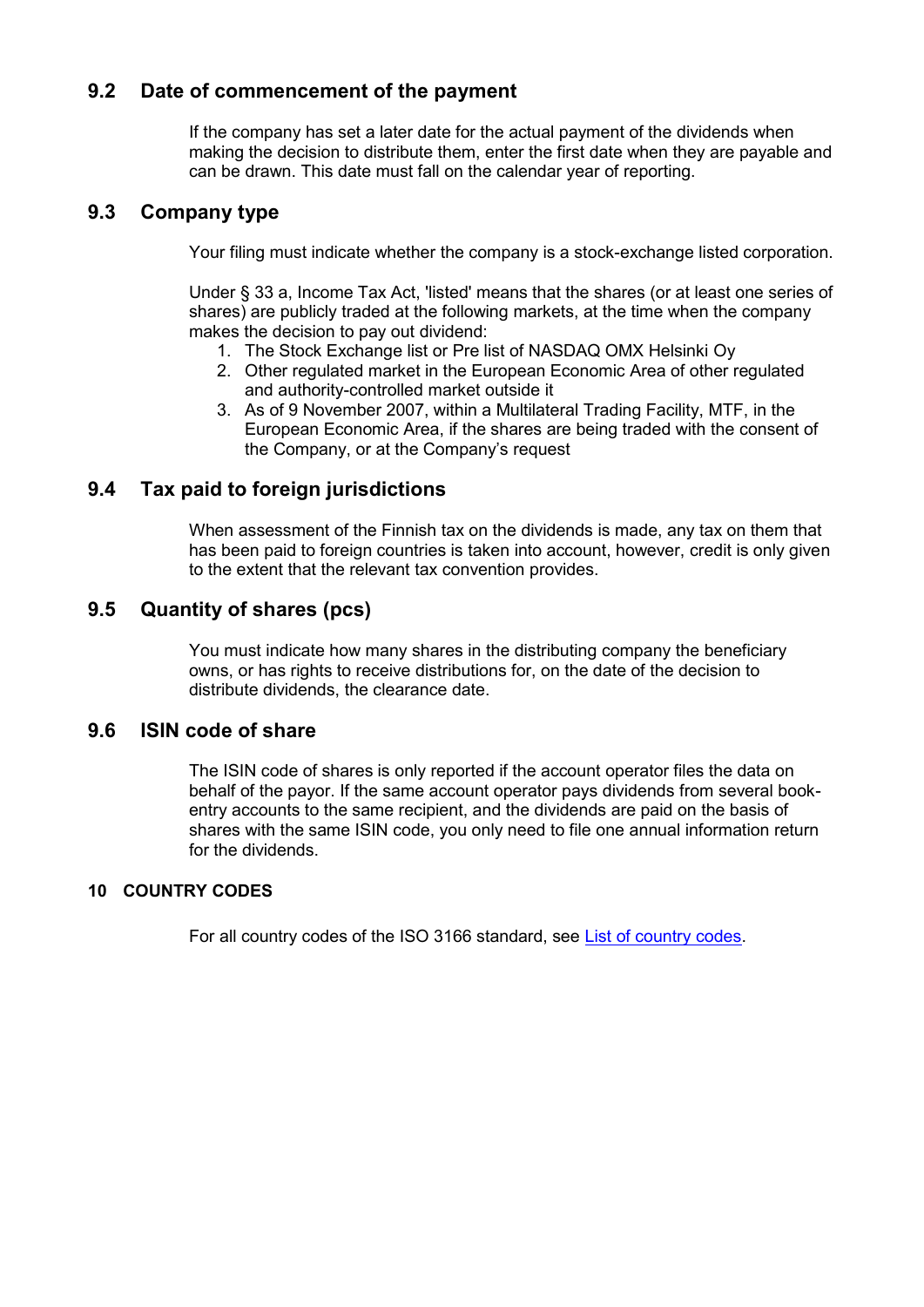### 9.2 Date of commencement of the payment

If the company has set a later date for the actual payment of the dividends when making the decision to distribute them, enter the first date when they are payable and can be drawn. This date must fall on the calendar year of reporting.

### 9.3 Company type

Your filing must indicate whether the company is a stock-exchange listed corporation.

Under § 33 a, Income Tax Act, 'listed' means that the shares (or at least one series of shares) are publicly traded at the following markets, at the time when the company makes the decision to pay out dividend:

1. The Stock Exchange list or Pre list of NASDAQ OMX Helsinki Oy
2. Other regulated market in the European Economic Area of other regulated and authority-controlled market outside it
3. As of 9 November 2007, within a Multilateral Trading Facility, MTF, in the European Economic Area, if the shares are being traded with the consent of the Company, or at the Company's request

### 9.4 Tax paid to foreign jurisdictions

When assessment of the Finnish tax on the dividends is made, any tax on them that has been paid to foreign countries is taken into account, however, credit is only given to the extent that the relevant tax convention provides.

### 9.5 Quantity of shares (pcs)

You must indicate how many shares in the distributing company the beneficiary owns, or has rights to receive distributions for, on the date of the decision to distribute dividends, the clearance date.

### 9.6 ISIN code of share

The ISIN code of shares is only reported if the account operator files the data on behalf of the payor. If the same account operator pays dividends from several book-entry accounts to the same recipient, and the dividends are paid on the basis of shares with the same ISIN code, you only need to file one annual information return for the dividends.

## 10 COUNTRY CODES

For all country codes of the ISO 3166 standard, see [List of country codes].